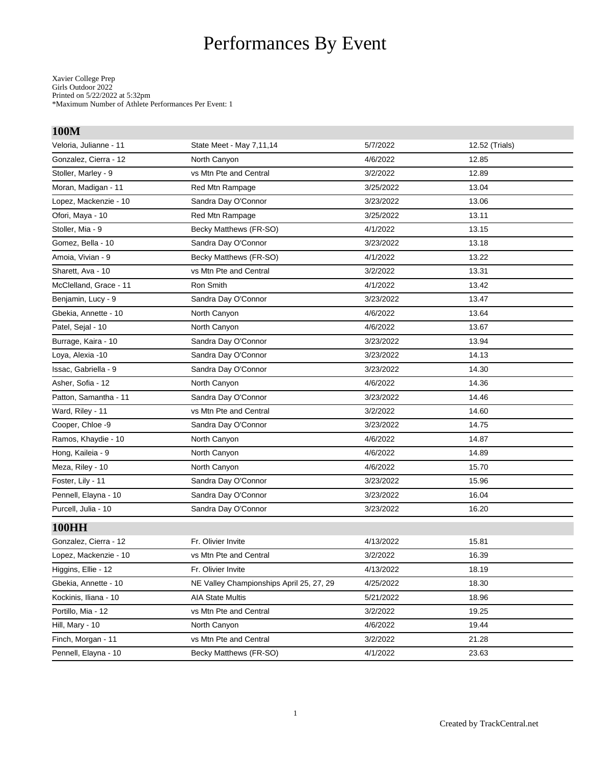# Performances By Event

Xavier College Prep
Girls Outdoor 2022
Printed on 5/22/2022 at 5:32pm
*Maximum Number of Athlete Performances Per Event: 1

## 100M

| | | | |
|---|---|---|---|
| Veloria, Julianne - 11 | State Meet - May 7,11,14 | 5/7/2022 | 12.52 (Trials) |
| Gonzalez, Cierra - 12 | North Canyon | 4/6/2022 | 12.85 |
| Stoller, Marley - 9 | vs Mtn Pte and Central | 3/2/2022 | 12.89 |
| Moran, Madigan - 11 | Red Mtn Rampage | 3/25/2022 | 13.04 |
| Lopez, Mackenzie - 10 | Sandra Day O'Connor | 3/23/2022 | 13.06 |
| Ofori, Maya - 10 | Red Mtn Rampage | 3/25/2022 | 13.11 |
| Stoller, Mia - 9 | Becky Matthews (FR-SO) | 4/1/2022 | 13.15 |
| Gomez, Bella - 10 | Sandra Day O'Connor | 3/23/2022 | 13.18 |
| Amoia, Vivian - 9 | Becky Matthews (FR-SO) | 4/1/2022 | 13.22 |
| Sharett, Ava - 10 | vs Mtn Pte and Central | 3/2/2022 | 13.31 |
| McClelland, Grace - 11 | Ron Smith | 4/1/2022 | 13.42 |
| Benjamin, Lucy - 9 | Sandra Day O'Connor | 3/23/2022 | 13.47 |
| Gbekia, Annette - 10 | North Canyon | 4/6/2022 | 13.64 |
| Patel, Sejal - 10 | North Canyon | 4/6/2022 | 13.67 |
| Burrage, Kaira - 10 | Sandra Day O'Connor | 3/23/2022 | 13.94 |
| Loya, Alexia -10 | Sandra Day O'Connor | 3/23/2022 | 14.13 |
| Issac, Gabriella - 9 | Sandra Day O'Connor | 3/23/2022 | 14.30 |
| Asher, Sofia - 12 | North Canyon | 4/6/2022 | 14.36 |
| Patton, Samantha - 11 | Sandra Day O'Connor | 3/23/2022 | 14.46 |
| Ward, Riley - 11 | vs Mtn Pte and Central | 3/2/2022 | 14.60 |
| Cooper, Chloe -9 | Sandra Day O'Connor | 3/23/2022 | 14.75 |
| Ramos, Khaydie - 10 | North Canyon | 4/6/2022 | 14.87 |
| Hong, Kaileia - 9 | North Canyon | 4/6/2022 | 14.89 |
| Meza, Riley - 10 | North Canyon | 4/6/2022 | 15.70 |
| Foster, Lily - 11 | Sandra Day O'Connor | 3/23/2022 | 15.96 |
| Pennell, Elayna - 10 | Sandra Day O'Connor | 3/23/2022 | 16.04 |
| Purcell, Julia - 10 | Sandra Day O'Connor | 3/23/2022 | 16.20 |

## 100HH

| | | | |
|---|---|---|---|
| Gonzalez, Cierra - 12 | Fr. Olivier Invite | 4/13/2022 | 15.81 |
| Lopez, Mackenzie - 10 | vs Mtn Pte and Central | 3/2/2022 | 16.39 |
| Higgins, Ellie - 12 | Fr. Olivier Invite | 4/13/2022 | 18.19 |
| Gbekia, Annette - 10 | NE Valley Championships April 25, 27, 29 | 4/25/2022 | 18.30 |
| Kockinis, Iliana - 10 | AIA State Multis | 5/21/2022 | 18.96 |
| Portillo, Mia - 12 | vs Mtn Pte and Central | 3/2/2022 | 19.25 |
| Hill, Mary - 10 | North Canyon | 4/6/2022 | 19.44 |
| Finch, Morgan - 11 | vs Mtn Pte and Central | 3/2/2022 | 21.28 |
| Pennell, Elayna - 10 | Becky Matthews (FR-SO) | 4/1/2022 | 23.63 |

Created by TrackCentral.net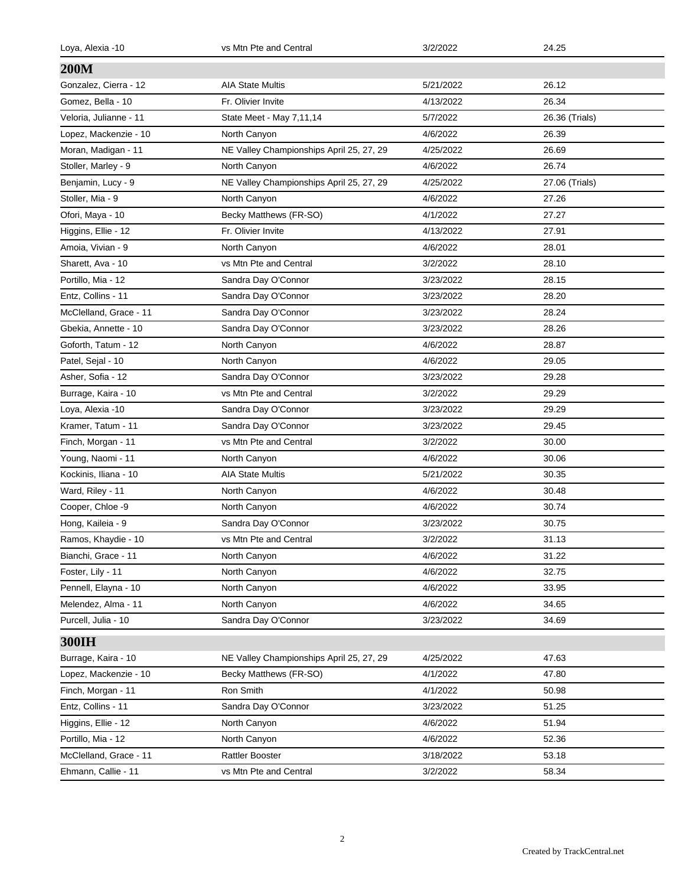| | | | |
|---|---|---|---|
| Loya, Alexia -10 | vs Mtn Pte and Central | 3/2/2022 | 24.25 |

## 200M

| | | | |
|---|---|---|---|
| Gonzalez, Cierra - 12 | AIA State Multis | 5/21/2022 | 26.12 |
| Gomez, Bella - 10 | Fr. Olivier Invite | 4/13/2022 | 26.34 |
| Veloria, Julianne - 11 | State Meet - May 7,11,14 | 5/7/2022 | 26.36 (Trials) |
| Lopez, Mackenzie - 10 | North Canyon | 4/6/2022 | 26.39 |
| Moran, Madigan - 11 | NE Valley Championships April 25, 27, 29 | 4/25/2022 | 26.69 |
| Stoller, Marley - 9 | North Canyon | 4/6/2022 | 26.74 |
| Benjamin, Lucy - 9 | NE Valley Championships April 25, 27, 29 | 4/25/2022 | 27.06 (Trials) |
| Stoller, Mia - 9 | North Canyon | 4/6/2022 | 27.26 |
| Ofori, Maya - 10 | Becky Matthews (FR-SO) | 4/1/2022 | 27.27 |
| Higgins, Ellie - 12 | Fr. Olivier Invite | 4/13/2022 | 27.91 |
| Amoia, Vivian - 9 | North Canyon | 4/6/2022 | 28.01 |
| Sharett, Ava - 10 | vs Mtn Pte and Central | 3/2/2022 | 28.10 |
| Portillo, Mia - 12 | Sandra Day O'Connor | 3/23/2022 | 28.15 |
| Entz, Collins - 11 | Sandra Day O'Connor | 3/23/2022 | 28.20 |
| McClelland, Grace - 11 | Sandra Day O'Connor | 3/23/2022 | 28.24 |
| Gbekia, Annette - 10 | Sandra Day O'Connor | 3/23/2022 | 28.26 |
| Goforth, Tatum - 12 | North Canyon | 4/6/2022 | 28.87 |
| Patel, Sejal - 10 | North Canyon | 4/6/2022 | 29.05 |
| Asher, Sofia - 12 | Sandra Day O'Connor | 3/23/2022 | 29.28 |
| Burrage, Kaira - 10 | vs Mtn Pte and Central | 3/2/2022 | 29.29 |
| Loya, Alexia -10 | Sandra Day O'Connor | 3/23/2022 | 29.29 |
| Kramer, Tatum - 11 | Sandra Day O'Connor | 3/23/2022 | 29.45 |
| Finch, Morgan - 11 | vs Mtn Pte and Central | 3/2/2022 | 30.00 |
| Young, Naomi - 11 | North Canyon | 4/6/2022 | 30.06 |
| Kockinis, Iliana - 10 | AIA State Multis | 5/21/2022 | 30.35 |
| Ward, Riley - 11 | North Canyon | 4/6/2022 | 30.48 |
| Cooper, Chloe -9 | North Canyon | 4/6/2022 | 30.74 |
| Hong, Kaileia - 9 | Sandra Day O'Connor | 3/23/2022 | 30.75 |
| Ramos, Khaydie - 10 | vs Mtn Pte and Central | 3/2/2022 | 31.13 |
| Bianchi, Grace - 11 | North Canyon | 4/6/2022 | 31.22 |
| Foster, Lily - 11 | North Canyon | 4/6/2022 | 32.75 |
| Pennell, Elayna - 10 | North Canyon | 4/6/2022 | 33.95 |
| Melendez, Alma - 11 | North Canyon | 4/6/2022 | 34.65 |
| Purcell, Julia - 10 | Sandra Day O'Connor | 3/23/2022 | 34.69 |

## 300IH

| | | | |
|---|---|---|---|
| Burrage, Kaira - 10 | NE Valley Championships April 25, 27, 29 | 4/25/2022 | 47.63 |
| Lopez, Mackenzie - 10 | Becky Matthews (FR-SO) | 4/1/2022 | 47.80 |
| Finch, Morgan - 11 | Ron Smith | 4/1/2022 | 50.98 |
| Entz, Collins - 11 | Sandra Day O'Connor | 3/23/2022 | 51.25 |
| Higgins, Ellie - 12 | North Canyon | 4/6/2022 | 51.94 |
| Portillo, Mia - 12 | North Canyon | 4/6/2022 | 52.36 |
| McClelland, Grace - 11 | Rattler Booster | 3/18/2022 | 53.18 |
| Ehmann, Callie - 11 | vs Mtn Pte and Central | 3/2/2022 | 58.34 |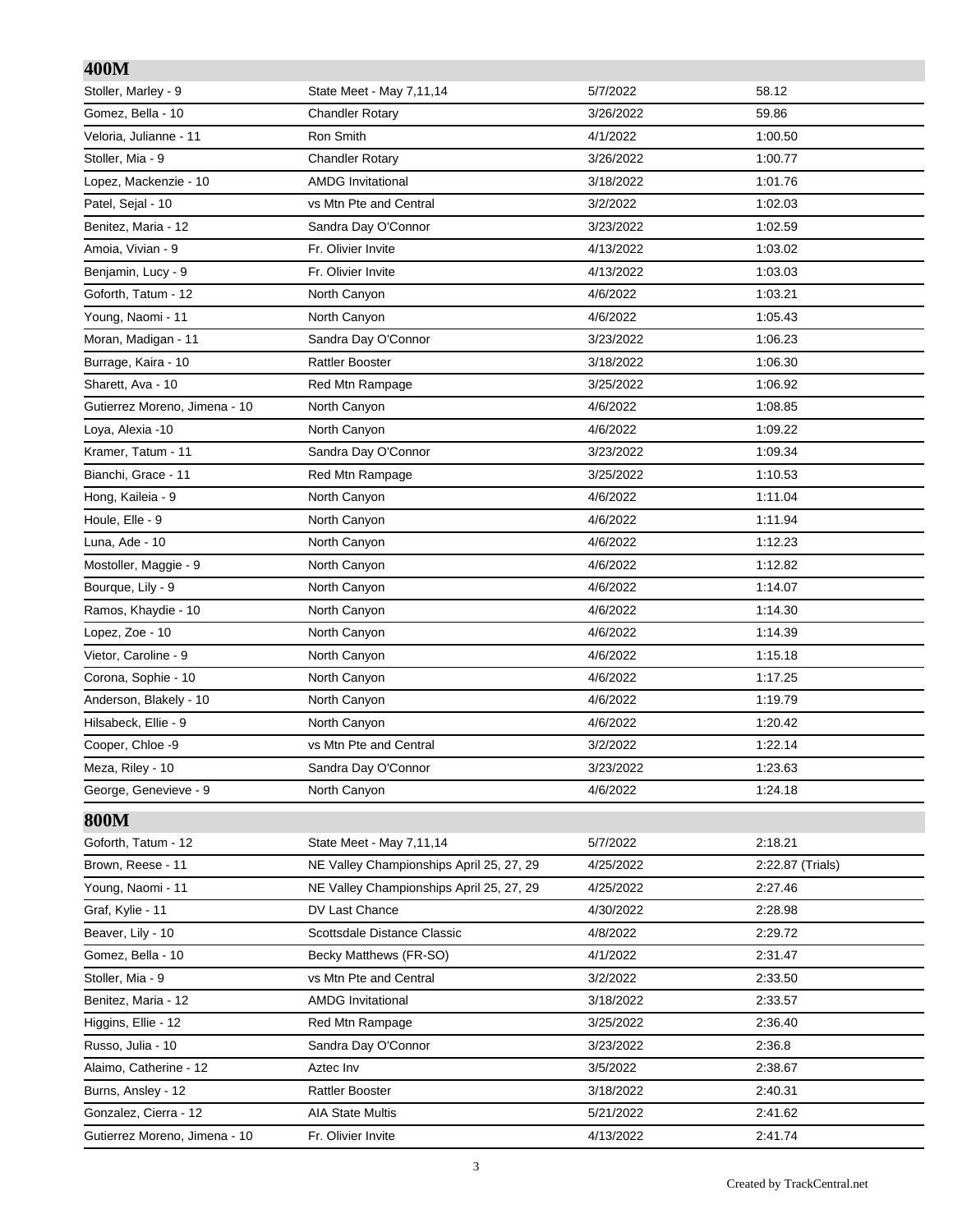## 400M

| | | | |
|---|---|---|---|
| Stoller, Marley - 9 | State Meet - May 7,11,14 | 5/7/2022 | 58.12 |
| Gomez, Bella - 10 | Chandler Rotary | 3/26/2022 | 59.86 |
| Veloria, Julianne - 11 | Ron Smith | 4/1/2022 | 1:00.50 |
| Stoller, Mia - 9 | Chandler Rotary | 3/26/2022 | 1:00.77 |
| Lopez, Mackenzie - 10 | AMDG Invitational | 3/18/2022 | 1:01.76 |
| Patel, Sejal - 10 | vs Mtn Pte and Central | 3/2/2022 | 1:02.03 |
| Benitez, Maria - 12 | Sandra Day O'Connor | 3/23/2022 | 1:02.59 |
| Amoia, Vivian - 9 | Fr. Olivier Invite | 4/13/2022 | 1:03.02 |
| Benjamin, Lucy - 9 | Fr. Olivier Invite | 4/13/2022 | 1:03.03 |
| Goforth, Tatum - 12 | North Canyon | 4/6/2022 | 1:03.21 |
| Young, Naomi - 11 | North Canyon | 4/6/2022 | 1:05.43 |
| Moran, Madigan - 11 | Sandra Day O'Connor | 3/23/2022 | 1:06.23 |
| Burrage, Kaira - 10 | Rattler Booster | 3/18/2022 | 1:06.30 |
| Sharett, Ava - 10 | Red Mtn Rampage | 3/25/2022 | 1:06.92 |
| Gutierrez Moreno, Jimena - 10 | North Canyon | 4/6/2022 | 1:08.85 |
| Loya, Alexia -10 | North Canyon | 4/6/2022 | 1:09.22 |
| Kramer, Tatum - 11 | Sandra Day O'Connor | 3/23/2022 | 1:09.34 |
| Bianchi, Grace - 11 | Red Mtn Rampage | 3/25/2022 | 1:10.53 |
| Hong, Kaileia - 9 | North Canyon | 4/6/2022 | 1:11.04 |
| Houle, Elle - 9 | North Canyon | 4/6/2022 | 1:11.94 |
| Luna, Ade - 10 | North Canyon | 4/6/2022 | 1:12.23 |
| Mostoller, Maggie - 9 | North Canyon | 4/6/2022 | 1:12.82 |
| Bourque, Lily - 9 | North Canyon | 4/6/2022 | 1:14.07 |
| Ramos, Khaydie - 10 | North Canyon | 4/6/2022 | 1:14.30 |
| Lopez, Zoe - 10 | North Canyon | 4/6/2022 | 1:14.39 |
| Vietor, Caroline - 9 | North Canyon | 4/6/2022 | 1:15.18 |
| Corona, Sophie - 10 | North Canyon | 4/6/2022 | 1:17.25 |
| Anderson, Blakely - 10 | North Canyon | 4/6/2022 | 1:19.79 |
| Hilsabeck, Ellie - 9 | North Canyon | 4/6/2022 | 1:20.42 |
| Cooper, Chloe -9 | vs Mtn Pte and Central | 3/2/2022 | 1:22.14 |
| Meza, Riley - 10 | Sandra Day O'Connor | 3/23/2022 | 1:23.63 |
| George, Genevieve - 9 | North Canyon | 4/6/2022 | 1:24.18 |

## 800M

| | | | |
|---|---|---|---|
| Goforth, Tatum - 12 | State Meet - May 7,11,14 | 5/7/2022 | 2:18.21 |
| Brown, Reese - 11 | NE Valley Championships April 25, 27, 29 | 4/25/2022 | 2:22.87 (Trials) |
| Young, Naomi - 11 | NE Valley Championships April 25, 27, 29 | 4/25/2022 | 2:27.46 |
| Graf, Kylie - 11 | DV Last Chance | 4/30/2022 | 2:28.98 |
| Beaver, Lily - 10 | Scottsdale Distance Classic | 4/8/2022 | 2:29.72 |
| Gomez, Bella - 10 | Becky Matthews (FR-SO) | 4/1/2022 | 2:31.47 |
| Stoller, Mia - 9 | vs Mtn Pte and Central | 3/2/2022 | 2:33.50 |
| Benitez, Maria - 12 | AMDG Invitational | 3/18/2022 | 2:33.57 |
| Higgins, Ellie - 12 | Red Mtn Rampage | 3/25/2022 | 2:36.40 |
| Russo, Julia - 10 | Sandra Day O'Connor | 3/23/2022 | 2:36.8 |
| Alaimo, Catherine - 12 | Aztec Inv | 3/5/2022 | 2:38.67 |
| Burns, Ansley - 12 | Rattler Booster | 3/18/2022 | 2:40.31 |
| Gonzalez, Cierra - 12 | AIA State Multis | 5/21/2022 | 2:41.62 |
| Gutierrez Moreno, Jimena - 10 | Fr. Olivier Invite | 4/13/2022 | 2:41.74 |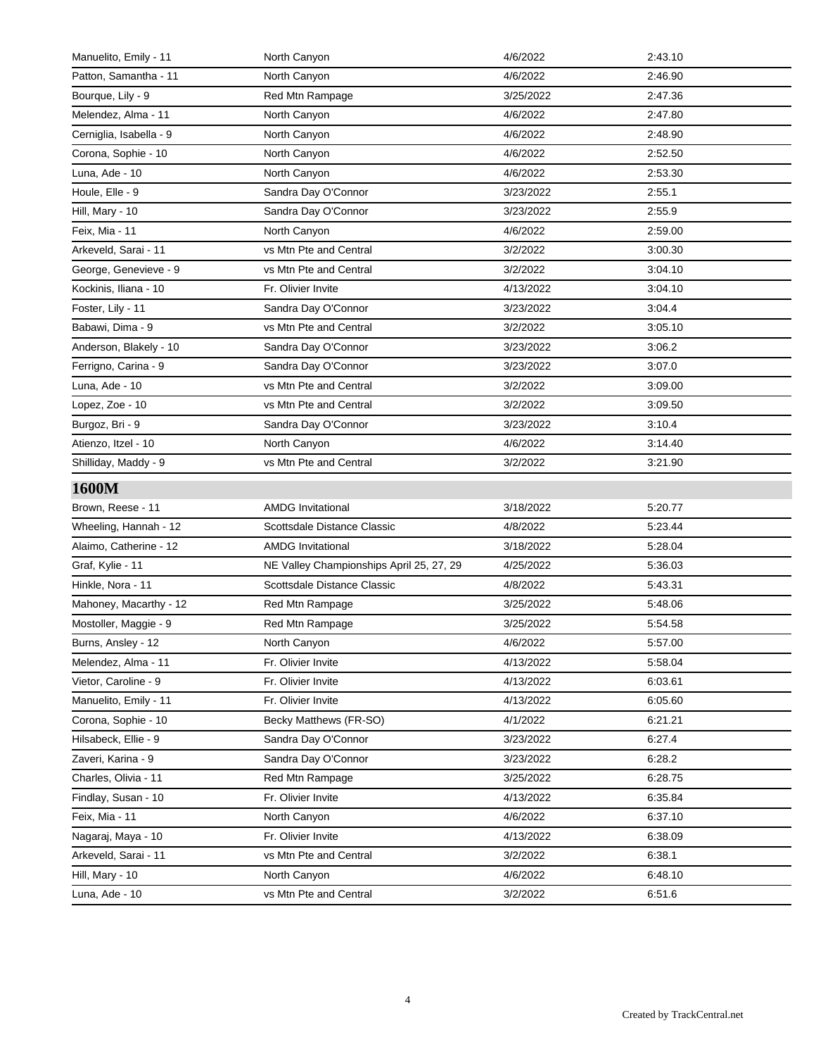| | | | |
|---|---|---|---|
| Manuelito, Emily - 11 | North Canyon | 4/6/2022 | 2:43.10 |
| Patton, Samantha - 11 | North Canyon | 4/6/2022 | 2:46.90 |
| Bourque, Lily - 9 | Red Mtn Rampage | 3/25/2022 | 2:47.36 |
| Melendez, Alma - 11 | North Canyon | 4/6/2022 | 2:47.80 |
| Cerniglia, Isabella - 9 | North Canyon | 4/6/2022 | 2:48.90 |
| Corona, Sophie - 10 | North Canyon | 4/6/2022 | 2:52.50 |
| Luna, Ade - 10 | North Canyon | 4/6/2022 | 2:53.30 |
| Houle, Elle - 9 | Sandra Day O'Connor | 3/23/2022 | 2:55.1 |
| Hill, Mary - 10 | Sandra Day O'Connor | 3/23/2022 | 2:55.9 |
| Feix, Mia - 11 | North Canyon | 4/6/2022 | 2:59.00 |
| Arkeveld, Sarai - 11 | vs Mtn Pte and Central | 3/2/2022 | 3:00.30 |
| George, Genevieve - 9 | vs Mtn Pte and Central | 3/2/2022 | 3:04.10 |
| Kockinis, Iliana - 10 | Fr. Olivier Invite | 4/13/2022 | 3:04.10 |
| Foster, Lily - 11 | Sandra Day O'Connor | 3/23/2022 | 3:04.4 |
| Babawi, Dima - 9 | vs Mtn Pte and Central | 3/2/2022 | 3:05.10 |
| Anderson, Blakely - 10 | Sandra Day O'Connor | 3/23/2022 | 3:06.2 |
| Ferrigno, Carina - 9 | Sandra Day O'Connor | 3/23/2022 | 3:07.0 |
| Luna, Ade - 10 | vs Mtn Pte and Central | 3/2/2022 | 3:09.00 |
| Lopez, Zoe - 10 | vs Mtn Pte and Central | 3/2/2022 | 3:09.50 |
| Burgoz, Bri - 9 | Sandra Day O'Connor | 3/23/2022 | 3:10.4 |
| Atienzo, Itzel - 10 | North Canyon | 4/6/2022 | 3:14.40 |
| Shilliday, Maddy - 9 | vs Mtn Pte and Central | 3/2/2022 | 3:21.90 |

## 1600M

| | | | |
|---|---|---|---|
| Brown, Reese - 11 | AMDG Invitational | 3/18/2022 | 5:20.77 |
| Wheeling, Hannah - 12 | Scottsdale Distance Classic | 4/8/2022 | 5:23.44 |
| Alaimo, Catherine - 12 | AMDG Invitational | 3/18/2022 | 5:28.04 |
| Graf, Kylie - 11 | NE Valley Championships April 25, 27, 29 | 4/25/2022 | 5:36.03 |
| Hinkle, Nora - 11 | Scottsdale Distance Classic | 4/8/2022 | 5:43.31 |
| Mahoney, Macarthy - 12 | Red Mtn Rampage | 3/25/2022 | 5:48.06 |
| Mostoller, Maggie - 9 | Red Mtn Rampage | 3/25/2022 | 5:54.58 |
| Burns, Ansley - 12 | North Canyon | 4/6/2022 | 5:57.00 |
| Melendez, Alma - 11 | Fr. Olivier Invite | 4/13/2022 | 5:58.04 |
| Vietor, Caroline - 9 | Fr. Olivier Invite | 4/13/2022 | 6:03.61 |
| Manuelito, Emily - 11 | Fr. Olivier Invite | 4/13/2022 | 6:05.60 |
| Corona, Sophie - 10 | Becky Matthews (FR-SO) | 4/1/2022 | 6:21.21 |
| Hilsabeck, Ellie - 9 | Sandra Day O'Connor | 3/23/2022 | 6:27.4 |
| Zaveri, Karina - 9 | Sandra Day O'Connor | 3/23/2022 | 6:28.2 |
| Charles, Olivia - 11 | Red Mtn Rampage | 3/25/2022 | 6:28.75 |
| Findlay, Susan - 10 | Fr. Olivier Invite | 4/13/2022 | 6:35.84 |
| Feix, Mia - 11 | North Canyon | 4/6/2022 | 6:37.10 |
| Nagaraj, Maya - 10 | Fr. Olivier Invite | 4/13/2022 | 6:38.09 |
| Arkeveld, Sarai - 11 | vs Mtn Pte and Central | 3/2/2022 | 6:38.1 |
| Hill, Mary - 10 | North Canyon | 4/6/2022 | 6:48.10 |
| Luna, Ade - 10 | vs Mtn Pte and Central | 3/2/2022 | 6:51.6 |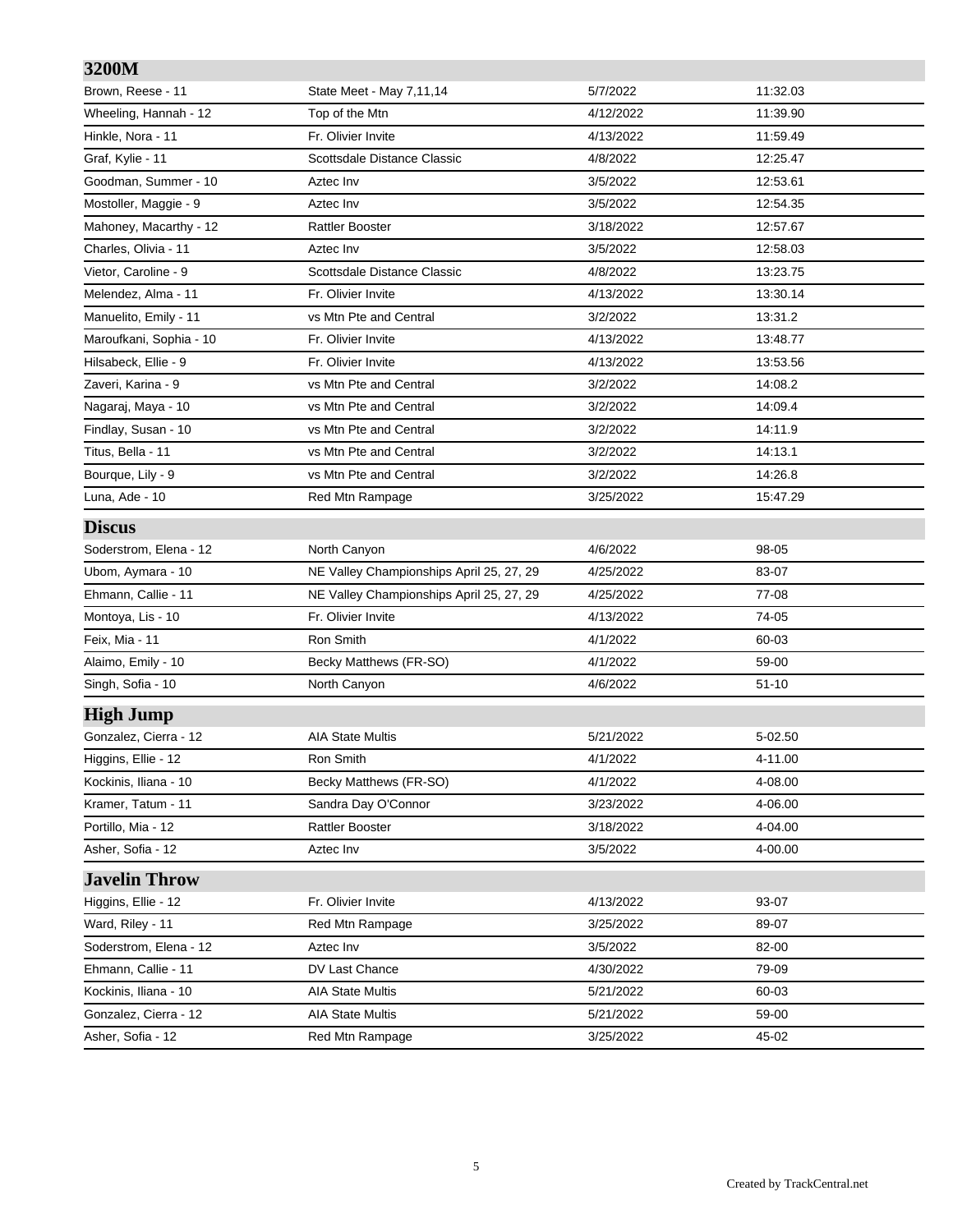## 3200M

| | | | |
|---|---|---|---|
| Brown, Reese - 11 | State Meet - May 7,11,14 | 5/7/2022 | 11:32.03 |
| Wheeling, Hannah - 12 | Top of the Mtn | 4/12/2022 | 11:39.90 |
| Hinkle, Nora - 11 | Fr. Olivier Invite | 4/13/2022 | 11:59.49 |
| Graf, Kylie - 11 | Scottsdale Distance Classic | 4/8/2022 | 12:25.47 |
| Goodman, Summer - 10 | Aztec Inv | 3/5/2022 | 12:53.61 |
| Mostoller, Maggie - 9 | Aztec Inv | 3/5/2022 | 12:54.35 |
| Mahoney, Macarthy - 12 | Rattler Booster | 3/18/2022 | 12:57.67 |
| Charles, Olivia - 11 | Aztec Inv | 3/5/2022 | 12:58.03 |
| Vietor, Caroline - 9 | Scottsdale Distance Classic | 4/8/2022 | 13:23.75 |
| Melendez, Alma - 11 | Fr. Olivier Invite | 4/13/2022 | 13:30.14 |
| Manuelito, Emily - 11 | vs Mtn Pte and Central | 3/2/2022 | 13:31.2 |
| Maroufkani, Sophia - 10 | Fr. Olivier Invite | 4/13/2022 | 13:48.77 |
| Hilsabeck, Ellie - 9 | Fr. Olivier Invite | 4/13/2022 | 13:53.56 |
| Zaveri, Karina - 9 | vs Mtn Pte and Central | 3/2/2022 | 14:08.2 |
| Nagaraj, Maya - 10 | vs Mtn Pte and Central | 3/2/2022 | 14:09.4 |
| Findlay, Susan - 10 | vs Mtn Pte and Central | 3/2/2022 | 14:11.9 |
| Titus, Bella - 11 | vs Mtn Pte and Central | 3/2/2022 | 14:13.1 |
| Bourque, Lily - 9 | vs Mtn Pte and Central | 3/2/2022 | 14:26.8 |
| Luna, Ade - 10 | Red Mtn Rampage | 3/25/2022 | 15:47.29 |

## Discus

| | | | |
|---|---|---|---|
| Soderstrom, Elena - 12 | North Canyon | 4/6/2022 | 98-05 |
| Ubom, Aymara - 10 | NE Valley Championships April 25, 27, 29 | 4/25/2022 | 83-07 |
| Ehmann, Callie - 11 | NE Valley Championships April 25, 27, 29 | 4/25/2022 | 77-08 |
| Montoya, Lis - 10 | Fr. Olivier Invite | 4/13/2022 | 74-05 |
| Feix, Mia - 11 | Ron Smith | 4/1/2022 | 60-03 |
| Alaimo, Emily - 10 | Becky Matthews (FR-SO) | 4/1/2022 | 59-00 |
| Singh, Sofia - 10 | North Canyon | 4/6/2022 | 51-10 |

## High Jump

| | | | |
|---|---|---|---|
| Gonzalez, Cierra - 12 | AIA State Multis | 5/21/2022 | 5-02.50 |
| Higgins, Ellie - 12 | Ron Smith | 4/1/2022 | 4-11.00 |
| Kockinis, Iliana - 10 | Becky Matthews (FR-SO) | 4/1/2022 | 4-08.00 |
| Kramer, Tatum - 11 | Sandra Day O'Connor | 3/23/2022 | 4-06.00 |
| Portillo, Mia - 12 | Rattler Booster | 3/18/2022 | 4-04.00 |
| Asher, Sofia - 12 | Aztec Inv | 3/5/2022 | 4-00.00 |

## Javelin Throw

| | | | |
|---|---|---|---|
| Higgins, Ellie - 12 | Fr. Olivier Invite | 4/13/2022 | 93-07 |
| Ward, Riley - 11 | Red Mtn Rampage | 3/25/2022 | 89-07 |
| Soderstrom, Elena - 12 | Aztec Inv | 3/5/2022 | 82-00 |
| Ehmann, Callie - 11 | DV Last Chance | 4/30/2022 | 79-09 |
| Kockinis, Iliana - 10 | AIA State Multis | 5/21/2022 | 60-03 |
| Gonzalez, Cierra - 12 | AIA State Multis | 5/21/2022 | 59-00 |
| Asher, Sofia - 12 | Red Mtn Rampage | 3/25/2022 | 45-02 |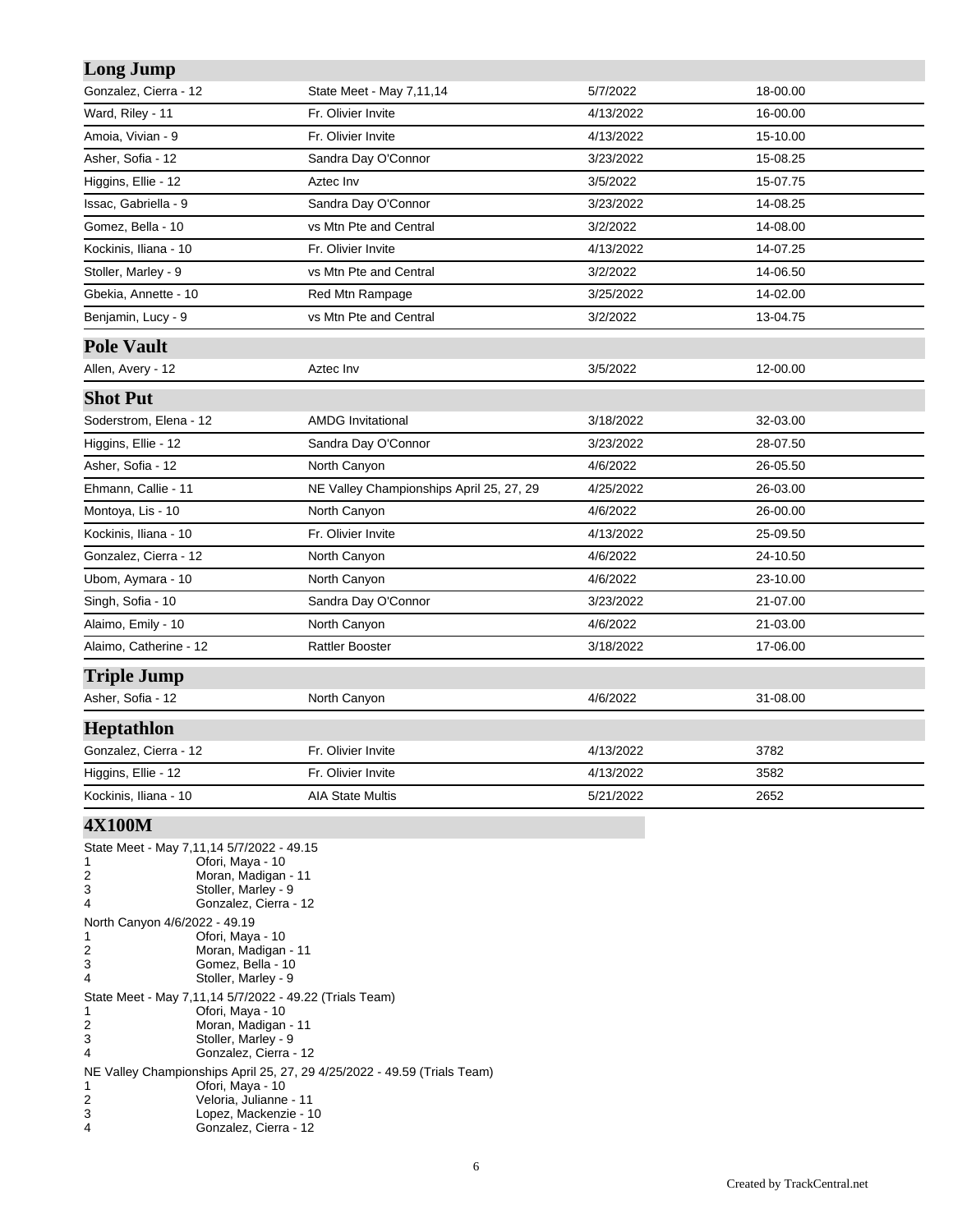## Long Jump

| | | | |
|---|---|---|---|
| Gonzalez, Cierra - 12 | State Meet - May 7,11,14 | 5/7/2022 | 18-00.00 |
| Ward, Riley - 11 | Fr. Olivier Invite | 4/13/2022 | 16-00.00 |
| Amoia, Vivian - 9 | Fr. Olivier Invite | 4/13/2022 | 15-10.00 |
| Asher, Sofia - 12 | Sandra Day O'Connor | 3/23/2022 | 15-08.25 |
| Higgins, Ellie - 12 | Aztec Inv | 3/5/2022 | 15-07.75 |
| Issac, Gabriella - 9 | Sandra Day O'Connor | 3/23/2022 | 14-08.25 |
| Gomez, Bella - 10 | vs Mtn Pte and Central | 3/2/2022 | 14-08.00 |
| Kockinis, Iliana - 10 | Fr. Olivier Invite | 4/13/2022 | 14-07.25 |
| Stoller, Marley - 9 | vs Mtn Pte and Central | 3/2/2022 | 14-06.50 |
| Gbekia, Annette - 10 | Red Mtn Rampage | 3/25/2022 | 14-02.00 |
| Benjamin, Lucy - 9 | vs Mtn Pte and Central | 3/2/2022 | 13-04.75 |

## Pole Vault

| | | | |
|---|---|---|---|
| Allen, Avery - 12 | Aztec Inv | 3/5/2022 | 12-00.00 |

## Shot Put

| | | | |
|---|---|---|---|
| Soderstrom, Elena - 12 | AMDG Invitational | 3/18/2022 | 32-03.00 |
| Higgins, Ellie - 12 | Sandra Day O'Connor | 3/23/2022 | 28-07.50 |
| Asher, Sofia - 12 | North Canyon | 4/6/2022 | 26-05.50 |
| Ehmann, Callie - 11 | NE Valley Championships April 25, 27, 29 | 4/25/2022 | 26-03.00 |
| Montoya, Lis - 10 | North Canyon | 4/6/2022 | 26-00.00 |
| Kockinis, Iliana - 10 | Fr. Olivier Invite | 4/13/2022 | 25-09.50 |
| Gonzalez, Cierra - 12 | North Canyon | 4/6/2022 | 24-10.50 |
| Ubom, Aymara - 10 | North Canyon | 4/6/2022 | 23-10.00 |
| Singh, Sofia - 10 | Sandra Day O'Connor | 3/23/2022 | 21-07.00 |
| Alaimo, Emily - 10 | North Canyon | 4/6/2022 | 21-03.00 |
| Alaimo, Catherine - 12 | Rattler Booster | 3/18/2022 | 17-06.00 |

## Triple Jump

| | | | |
|---|---|---|---|
| Asher, Sofia - 12 | North Canyon | 4/6/2022 | 31-08.00 |

## Heptathlon

| | | | |
|---|---|---|---|
| Gonzalez, Cierra - 12 | Fr. Olivier Invite | 4/13/2022 | 3782 |
| Higgins, Ellie - 12 | Fr. Olivier Invite | 4/13/2022 | 3582 |
| Kockinis, Iliana - 10 | AIA State Multis | 5/21/2022 | 2652 |

## 4X100M

State Meet - May 7,11,14 5/7/2022 - 49.15

1. Ofori, Maya - 10
2. Moran, Madigan - 11
3. Stoller, Marley - 9
4. Gonzalez, Cierra - 12

North Canyon 4/6/2022 - 49.19

1. Ofori, Maya - 10
2. Moran, Madigan - 11
3. Gomez, Bella - 10
4. Stoller, Marley - 9

State Meet - May 7,11,14 5/7/2022 - 49.22 (Trials Team)

1. Ofori, Maya - 10
2. Moran, Madigan - 11
3. Stoller, Marley - 9
4. Gonzalez, Cierra - 12

NE Valley Championships April 25, 27, 29 4/25/2022 - 49.59 (Trials Team)

1. Ofori, Maya - 10
2. Veloria, Julianne - 11
3. Lopez, Mackenzie - 10
4. Gonzalez, Cierra - 12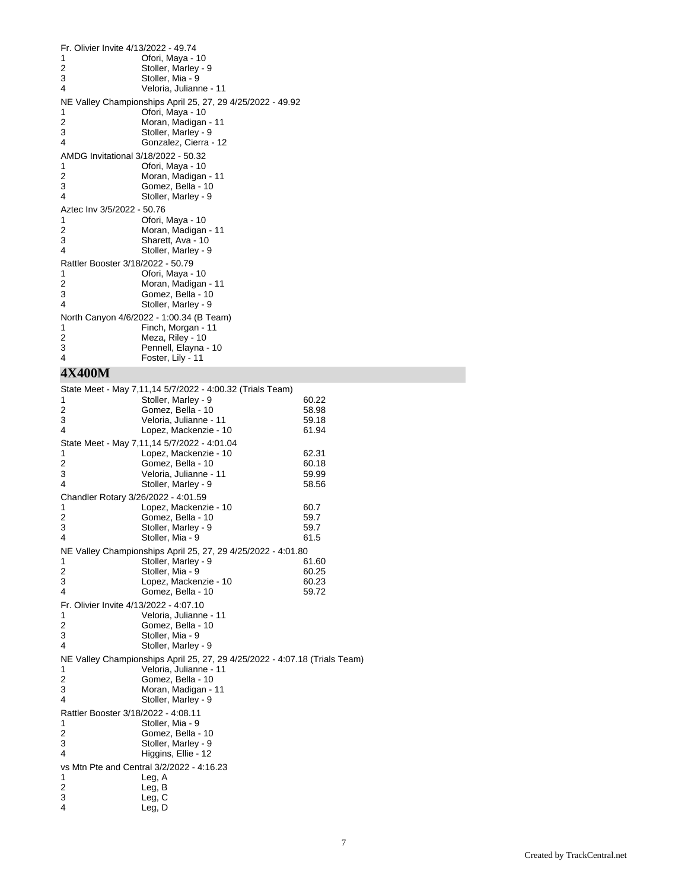Fr. Olivier Invite 4/13/2022 - 49.74

| | |
|---|---|
| 1 | Ofori, Maya - 10 |
| 2 | Stoller, Marley - 9 |
| 3 | Stoller, Mia - 9 |
| 4 | Veloria, Julianne - 11 |

NE Valley Championships April 25, 27, 29 4/25/2022 - 49.92

| | |
|---|---|
| 1 | Ofori, Maya - 10 |
| 2 | Moran, Madigan - 11 |
| 3 | Stoller, Marley - 9 |
| 4 | Gonzalez, Cierra - 12 |

AMDG Invitational 3/18/2022 - 50.32

| | |
|---|---|
| 1 | Ofori, Maya - 10 |
| 2 | Moran, Madigan - 11 |
| 3 | Gomez, Bella - 10 |
| 4 | Stoller, Marley - 9 |

Aztec Inv 3/5/2022 - 50.76

| | |
|---|---|
| 1 | Ofori, Maya - 10 |
| 2 | Moran, Madigan - 11 |
| 3 | Sharett, Ava - 10 |
| 4 | Stoller, Marley - 9 |

Rattler Booster 3/18/2022 - 50.79

| | |
|---|---|
| 1 | Ofori, Maya - 10 |
| 2 | Moran, Madigan - 11 |
| 3 | Gomez, Bella - 10 |
| 4 | Stoller, Marley - 9 |

North Canyon 4/6/2022 - 1:00.34 (B Team)

| | |
|---|---|
| 1 | Finch, Morgan - 11 |
| 2 | Meza, Riley - 10 |
| 3 | Pennell, Elayna - 10 |
| 4 | Foster, Lily - 11 |

## 4X400M

State Meet - May 7,11,14 5/7/2022 - 4:00.32 (Trials Team)

| | | |
|---|---|---|
| 1 | Stoller, Marley - 9 | 60.22 |
| 2 | Gomez, Bella - 10 | 58.98 |
| 3 | Veloria, Julianne - 11 | 59.18 |
| 4 | Lopez, Mackenzie - 10 | 61.94 |

State Meet - May 7,11,14 5/7/2022 - 4:01.04

| | | |
|---|---|---|
| 1 | Lopez, Mackenzie - 10 | 62.31 |
| 2 | Gomez, Bella - 10 | 60.18 |
| 3 | Veloria, Julianne - 11 | 59.99 |
| 4 | Stoller, Marley - 9 | 58.56 |

Chandler Rotary 3/26/2022 - 4:01.59

| | | |
|---|---|---|
| 1 | Lopez, Mackenzie - 10 | 60.7 |
| 2 | Gomez, Bella - 10 | 59.7 |
| 3 | Stoller, Marley - 9 | 59.7 |
| 4 | Stoller, Mia - 9 | 61.5 |

NE Valley Championships April 25, 27, 29 4/25/2022 - 4:01.80

| | | |
|---|---|---|
| 1 | Stoller, Marley - 9 | 61.60 |
| 2 | Stoller, Mia - 9 | 60.25 |
| 3 | Lopez, Mackenzie - 10 | 60.23 |
| 4 | Gomez, Bella - 10 | 59.72 |

Fr. Olivier Invite 4/13/2022 - 4:07.10

| | |
|---|---|
| 1 | Veloria, Julianne - 11 |
| 2 | Gomez, Bella - 10 |
| 3 | Stoller, Mia - 9 |
| 4 | Stoller, Marley - 9 |

NE Valley Championships April 25, 27, 29 4/25/2022 - 4:07.18 (Trials Team)

| | |
|---|---|
| 1 | Veloria, Julianne - 11 |
| 2 | Gomez, Bella - 10 |
| 3 | Moran, Madigan - 11 |
| 4 | Stoller, Marley - 9 |

Rattler Booster 3/18/2022 - 4:08.11

| | |
|---|---|
| 1 | Stoller, Mia - 9 |
| 2 | Gomez, Bella - 10 |
| 3 | Stoller, Marley - 9 |
| 4 | Higgins, Ellie - 12 |

vs Mtn Pte and Central 3/2/2022 - 4:16.23

| | |
|---|---|
| 1 | Leg, A |
| 2 | Leg, B |
| 3 | Leg, C |
| 4 | Leg, D |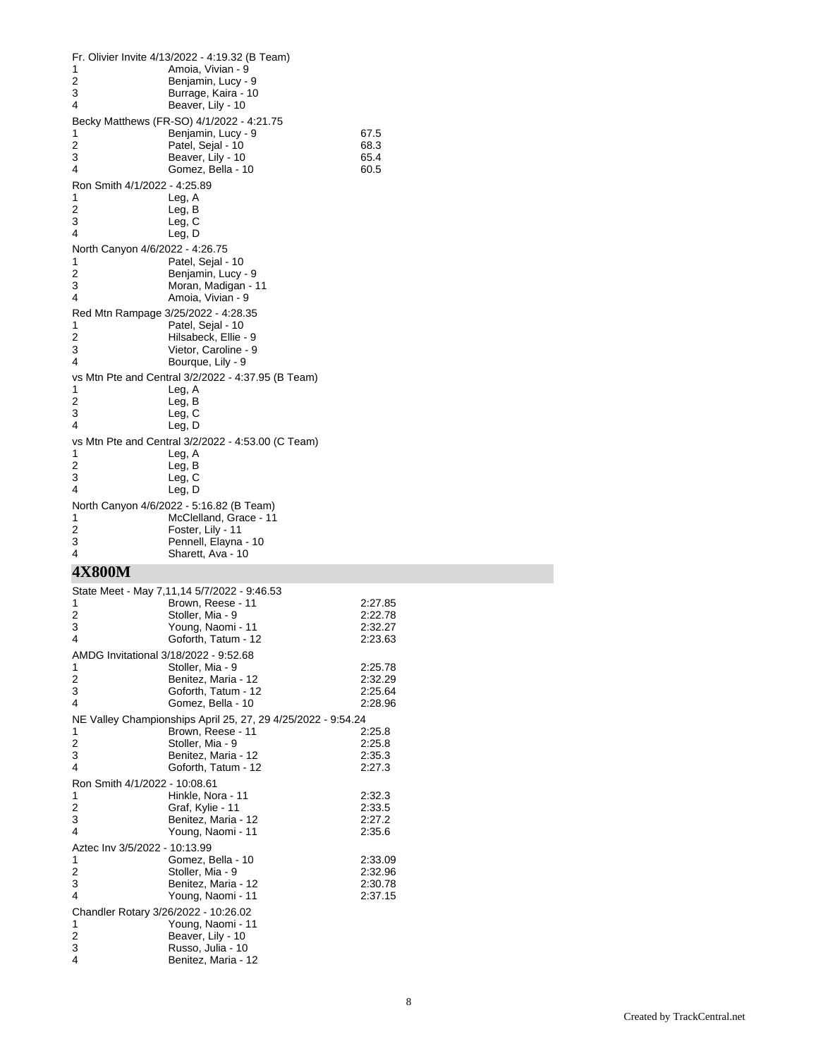Fr. Olivier Invite 4/13/2022 - 4:19.32 (B Team)

| | | |
|---|---|---|
| 1 | Amoia, Vivian - 9 | |
| 2 | Benjamin, Lucy - 9 | |
| 3 | Burrage, Kaira - 10 | |
| 4 | Beaver, Lily - 10 | |

Becky Matthews (FR-SO) 4/1/2022 - 4:21.75

| | | |
|---|---|---|
| 1 | Benjamin, Lucy - 9 | 67.5 |
| 2 | Patel, Sejal - 10 | 68.3 |
| 3 | Beaver, Lily - 10 | 65.4 |
| 4 | Gomez, Bella - 10 | 60.5 |

Ron Smith 4/1/2022 - 4:25.89

| | | |
|---|---|---|
| 1 | Leg, A | |
| 2 | Leg, B | |
| 3 | Leg, C | |
| 4 | Leg, D | |

North Canyon 4/6/2022 - 4:26.75

| | | |
|---|---|---|
| 1 | Patel, Sejal - 10 | |
| 2 | Benjamin, Lucy - 9 | |
| 3 | Moran, Madigan - 11 | |
| 4 | Amoia, Vivian - 9 | |

Red Mtn Rampage 3/25/2022 - 4:28.35

| | | |
|---|---|---|
| 1 | Patel, Sejal - 10 | |
| 2 | Hilsabeck, Ellie - 9 | |
| 3 | Vietor, Caroline - 9 | |
| 4 | Bourque, Lily - 9 | |

vs Mtn Pte and Central 3/2/2022 - 4:37.95 (B Team)

| | | |
|---|---|---|
| 1 | Leg, A | |
| 2 | Leg, B | |
| 3 | Leg, C | |
| 4 | Leg, D | |

vs Mtn Pte and Central 3/2/2022 - 4:53.00 (C Team)

| | | |
|---|---|---|
| 1 | Leg, A | |
| 2 | Leg, B | |
| 3 | Leg, C | |
| 4 | Leg, D | |

North Canyon 4/6/2022 - 5:16.82 (B Team)

| | | |
|---|---|---|
| 1 | McClelland, Grace - 11 | |
| 2 | Foster, Lily - 11 | |
| 3 | Pennell, Elayna - 10 | |
| 4 | Sharett, Ava - 10 | |

## 4X800M

State Meet - May 7,11,14 5/7/2022 - 9:46.53

| | | |
|---|---|---|
| 1 | Brown, Reese - 11 | 2:27.85 |
| 2 | Stoller, Mia - 9 | 2:22.78 |
| 3 | Young, Naomi - 11 | 2:32.27 |
| 4 | Goforth, Tatum - 12 | 2:23.63 |

AMDG Invitational 3/18/2022 - 9:52.68

| | | |
|---|---|---|
| 1 | Stoller, Mia - 9 | 2:25.78 |
| 2 | Benitez, Maria - 12 | 2:32.29 |
| 3 | Goforth, Tatum - 12 | 2:25.64 |
| 4 | Gomez, Bella - 10 | 2:28.96 |

NE Valley Championships April 25, 27, 29 4/25/2022 - 9:54.24

| | | |
|---|---|---|
| 1 | Brown, Reese - 11 | 2:25.8 |
| 2 | Stoller, Mia - 9 | 2:25.8 |
| 3 | Benitez, Maria - 12 | 2:35.3 |
| 4 | Goforth, Tatum - 12 | 2:27.3 |

Ron Smith 4/1/2022 - 10:08.61

| | | |
|---|---|---|
| 1 | Hinkle, Nora - 11 | 2:32.3 |
| 2 | Graf, Kylie - 11 | 2:33.5 |
| 3 | Benitez, Maria - 12 | 2:27.2 |
| 4 | Young, Naomi - 11 | 2:35.6 |

Aztec Inv 3/5/2022 - 10:13.99

| | | |
|---|---|---|
| 1 | Gomez, Bella - 10 | 2:33.09 |
| 2 | Stoller, Mia - 9 | 2:32.96 |
| 3 | Benitez, Maria - 12 | 2:30.78 |
| 4 | Young, Naomi - 11 | 2:37.15 |

Chandler Rotary 3/26/2022 - 10:26.02

| | | |
|---|---|---|
| 1 | Young, Naomi - 11 | |
| 2 | Beaver, Lily - 10 | |
| 3 | Russo, Julia - 10 | |
| 4 | Benitez, Maria - 12 | |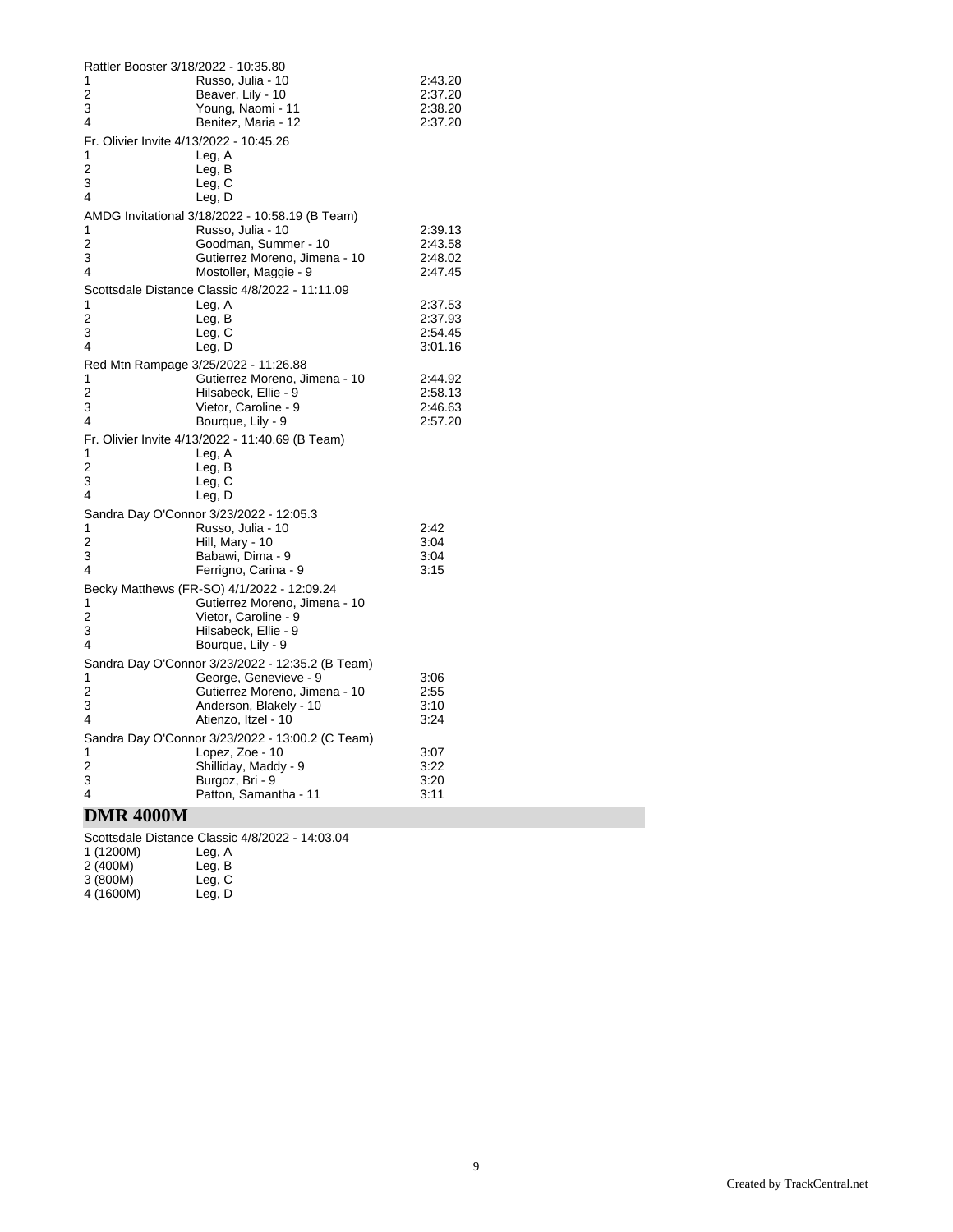Rattler Booster 3/18/2022 - 10:35.80

| | | |
|---|---|---|
| 1 | Russo, Julia - 10 | 2:43.20 |
| 2 | Beaver, Lily - 10 | 2:37.20 |
| 3 | Young, Naomi - 11 | 2:38.20 |
| 4 | Benitez, Maria - 12 | 2:37.20 |

Fr. Olivier Invite 4/13/2022 - 10:45.26

| | | |
|---|---|---|
| 1 | Leg, A | |
| 2 | Leg, B | |
| 3 | Leg, C | |
| 4 | Leg, D | |

AMDG Invitational 3/18/2022 - 10:58.19 (B Team)

| | | |
|---|---|---|
| 1 | Russo, Julia - 10 | 2:39.13 |
| 2 | Goodman, Summer - 10 | 2:43.58 |
| 3 | Gutierrez Moreno, Jimena - 10 | 2:48.02 |
| 4 | Mostoller, Maggie - 9 | 2:47.45 |

Scottsdale Distance Classic 4/8/2022 - 11:11.09

| | | |
|---|---|---|
| 1 | Leg, A | 2:37.53 |
| 2 | Leg, B | 2:37.93 |
| 3 | Leg, C | 2:54.45 |
| 4 | Leg, D | 3:01.16 |

Red Mtn Rampage 3/25/2022 - 11:26.88

| | | |
|---|---|---|
| 1 | Gutierrez Moreno, Jimena - 10 | 2:44.92 |
| 2 | Hilsabeck, Ellie - 9 | 2:58.13 |
| 3 | Vietor, Caroline - 9 | 2:46.63 |
| 4 | Bourque, Lily - 9 | 2:57.20 |

Fr. Olivier Invite 4/13/2022 - 11:40.69 (B Team)

| | | |
|---|---|---|
| 1 | Leg, A | |
| 2 | Leg, B | |
| 3 | Leg, C | |
| 4 | Leg, D | |

Sandra Day O'Connor 3/23/2022 - 12:05.3

| | | |
|---|---|---|
| 1 | Russo, Julia - 10 | 2:42 |
| 2 | Hill, Mary - 10 | 3:04 |
| 3 | Babawi, Dima - 9 | 3:04 |
| 4 | Ferrigno, Carina - 9 | 3:15 |

Becky Matthews (FR-SO) 4/1/2022 - 12:09.24

| | | |
|---|---|---|
| 1 | Gutierrez Moreno, Jimena - 10 | |
| 2 | Vietor, Caroline - 9 | |
| 3 | Hilsabeck, Ellie - 9 | |
| 4 | Bourque, Lily - 9 | |

Sandra Day O'Connor 3/23/2022 - 12:35.2 (B Team)

| | | |
|---|---|---|
| 1 | George, Genevieve - 9 | 3:06 |
| 2 | Gutierrez Moreno, Jimena - 10 | 2:55 |
| 3 | Anderson, Blakely - 10 | 3:10 |
| 4 | Atienzo, Itzel - 10 | 3:24 |

Sandra Day O'Connor 3/23/2022 - 13:00.2 (C Team)

| | | |
|---|---|---|
| 1 | Lopez, Zoe - 10 | 3:07 |
| 2 | Shilliday, Maddy - 9 | 3:22 |
| 3 | Burgoz, Bri - 9 | 3:20 |
| 4 | Patton, Samantha - 11 | 3:11 |

## DMR 4000M

Scottsdale Distance Classic 4/8/2022 - 14:03.04

| | |
|---|---|
| 1 (1200M) | Leg, A |
| 2 (400M) | Leg, B |
| 3 (800M) | Leg, C |
| 4 (1600M) | Leg, D |

Created by TrackCentral.net